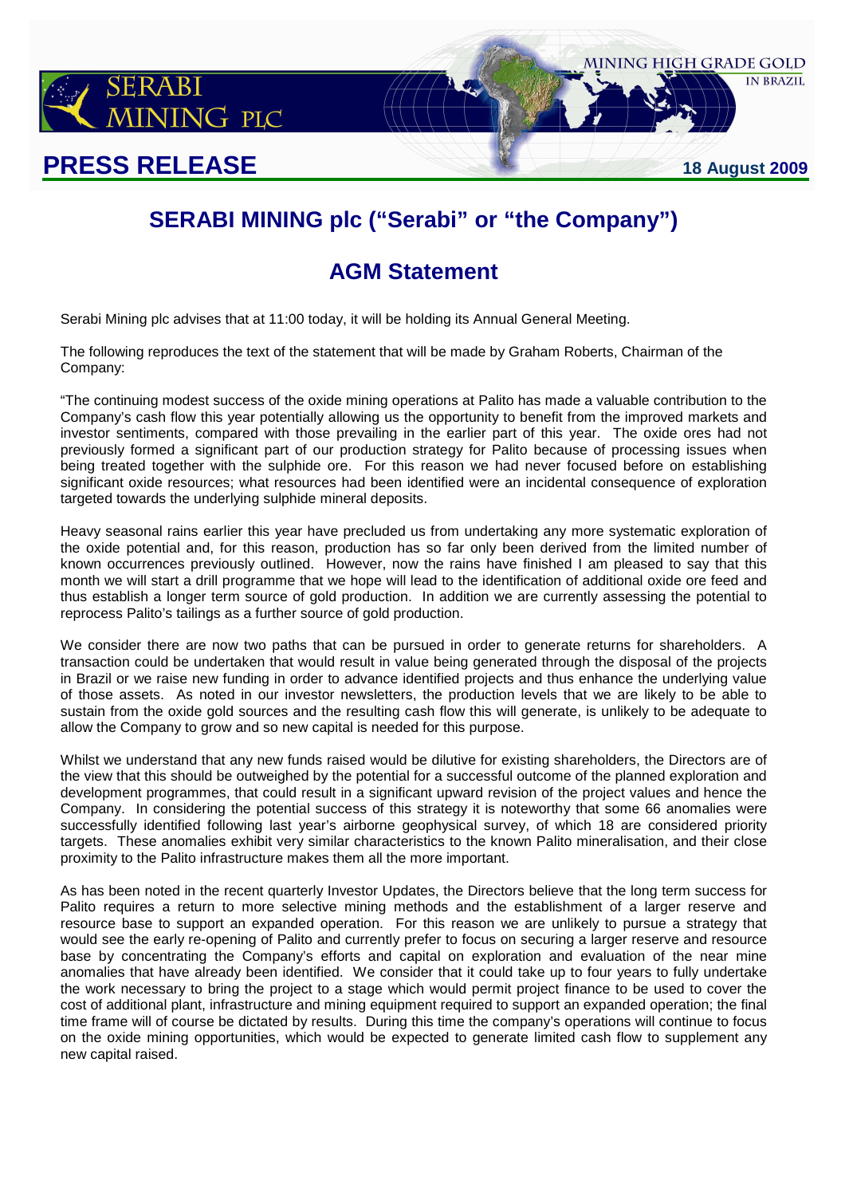**PRESS RELEASE** **18 August 2009**

# SERABI MINING plc ("Serabi" or "the Company")

## AGM Statement

Serabi Mining plc advises that at 11:00 today, it will be holding its Annual General Meeting.

The following reproduces the text of the statement that will be made by Graham Roberts, Chairman of the Company:

"The continuing modest success of the oxide mining operations at Palito has made a valuable contribution to the Company's cash flow this year potentially allowing us the opportunity to benefit from the improved markets and investor sentiments, compared with those prevailing in the earlier part of this year. The oxide ores had not previously formed a significant part of our production strategy for Palito because of processing issues when being treated together with the sulphide ore. For this reason we had never focused before on establishing significant oxide resources; what resources had been identified were an incidental consequence of exploration targeted towards the underlying sulphide mineral deposits.

Heavy seasonal rains earlier this year have precluded us from undertaking any more systematic exploration of the oxide potential and, for this reason, production has so far only been derived from the limited number of known occurrences previously outlined. However, now the rains have finished I am pleased to say that this month we will start a drill programme that we hope will lead to the identification of additional oxide ore feed and thus establish a longer term source of gold production. In addition we are currently assessing the potential to reprocess Palito's tailings as a further source of gold production.

We consider there are now two paths that can be pursued in order to generate returns for shareholders. A transaction could be undertaken that would result in value being generated through the disposal of the projects in Brazil or we raise new funding in order to advance identified projects and thus enhance the underlying value of those assets. As noted in our investor newsletters, the production levels that we are likely to be able to sustain from the oxide gold sources and the resulting cash flow this will generate, is unlikely to be adequate to allow the Company to grow and so new capital is needed for this purpose.

Whilst we understand that any new funds raised would be dilutive for existing shareholders, the Directors are of the view that this should be outweighed by the potential for a successful outcome of the planned exploration and development programmes, that could result in a significant upward revision of the project values and hence the Company. In considering the potential success of this strategy it is noteworthy that some 66 anomalies were successfully identified following last year's airborne geophysical survey, of which 18 are considered priority targets. These anomalies exhibit very similar characteristics to the known Palito mineralisation, and their close proximity to the Palito infrastructure makes them all the more important.

As has been noted in the recent quarterly Investor Updates, the Directors believe that the long term success for Palito requires a return to more selective mining methods and the establishment of a larger reserve and resource base to support an expanded operation. For this reason we are unlikely to pursue a strategy that would see the early re-opening of Palito and currently prefer to focus on securing a larger reserve and resource base by concentrating the Company's efforts and capital on exploration and evaluation of the near mine anomalies that have already been identified. We consider that it could take up to four years to fully undertake the work necessary to bring the project to a stage which would permit project finance to be used to cover the cost of additional plant, infrastructure and mining equipment required to support an expanded operation; the final time frame will of course be dictated by results. During this time the company's operations will continue to focus on the oxide mining opportunities, which would be expected to generate limited cash flow to supplement any new capital raised.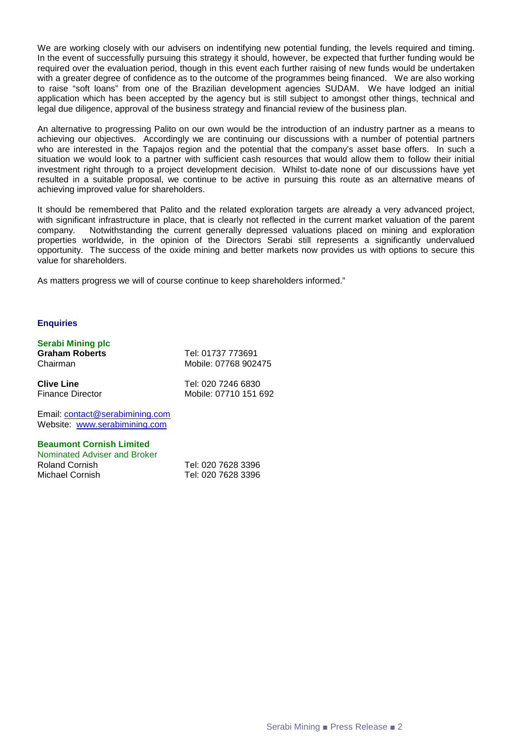We are working closely with our advisers on indentifying new potential funding, the levels required and timing. In the event of successfully pursuing this strategy it should, however, be expected that further funding would be required over the evaluation period, though in this event each further raising of new funds would be undertaken with a greater degree of confidence as to the outcome of the programmes being financed. We are also working to raise "soft loans" from one of the Brazilian development agencies SUDAM. We have lodged an initial application which has been accepted by the agency but is still subject to amongst other things, technical and legal due diligence, approval of the business strategy and financial review of the business plan.

An alternative to progressing Palito on our own would be the introduction of an industry partner as a means to achieving our objectives. Accordingly we are continuing our discussions with a number of potential partners who are interested in the Tapajos region and the potential that the company's asset base offers. In such a situation we would look to a partner with sufficient cash resources that would allow them to follow their initial investment right through to a project development decision. Whilst to-date none of our discussions have yet resulted in a suitable proposal, we continue to be active in pursuing this route as an alternative means of achieving improved value for shareholders.

It should be remembered that Palito and the related exploration targets are already a very advanced project, with significant infrastructure in place, that is clearly not reflected in the current market valuation of the parent company. Notwithstanding the current generally depressed valuations placed on mining and exploration properties worldwide, in the opinion of the Directors Serabi still represents a significantly undervalued opportunity. The success of the oxide mining and better markets now provides us with options to secure this value for shareholders.

As matters progress we will of course continue to keep shareholders informed."

## Enquiries

**Serabi Mining plc**

| | |
|---|---|
| **Graham Roberts** | Tel: 01737 773691 |
| Chairman | Mobile: 07768 902475 |
| **Clive Line** | Tel: 020 7246 6830 |
| Finance Director | Mobile: 07710 151 692 |

Email: contact@serabimining.com
Website: www.serabimining.com

**Beaumont Cornish Limited**
Nominated Adviser and Broker

| | |
|---|---|
| Roland Cornish | Tel: 020 7628 3396 |
| Michael Cornish | Tel: 020 7628 3396 |